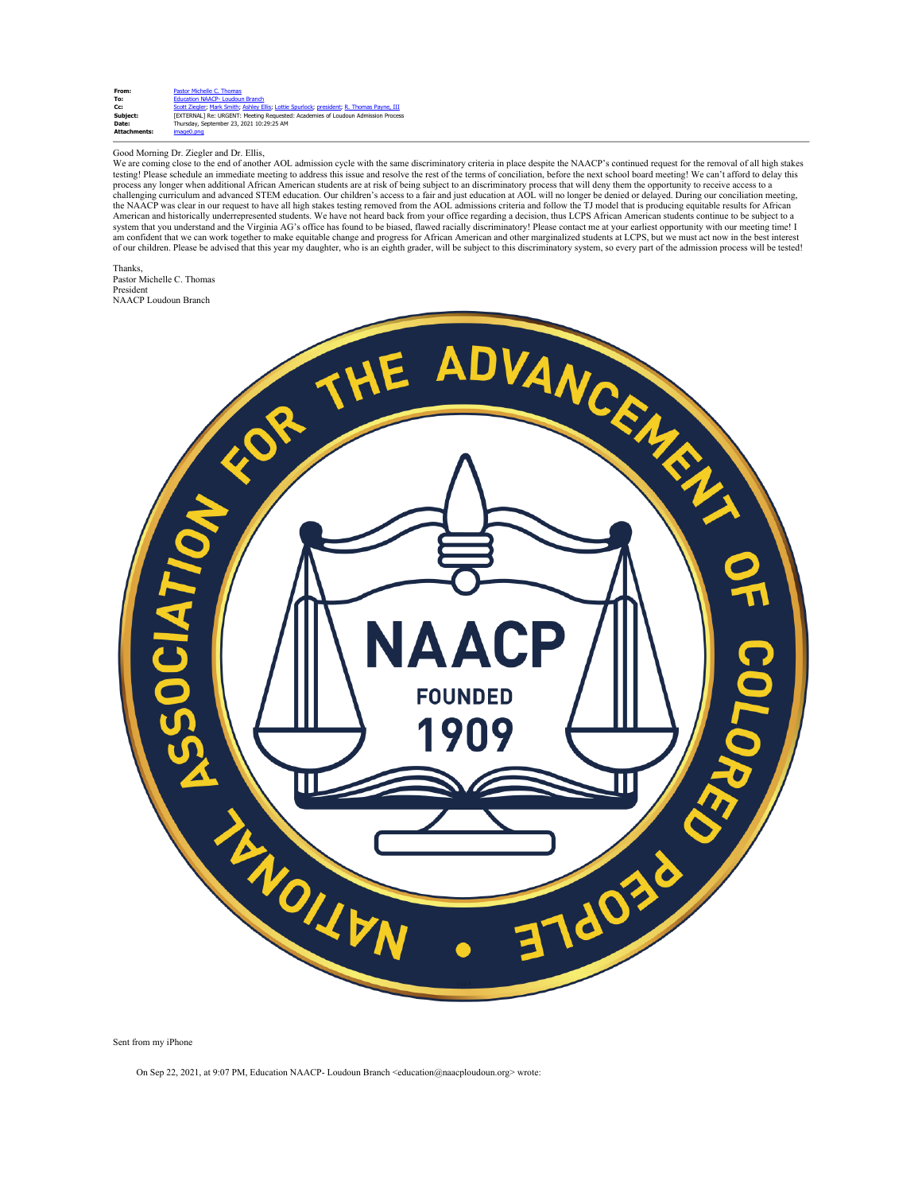**From:** Pastor Michelle C. Thomas
**To:** Education NAACP- Loudoun Branch
**Cc:** Scott Ziegler; Mark Smith; Ashley Ellis; Lottie Spurlock; president; R. Thomas Payne, III
**Subject:** [EXTERNAL] Re: URGENT: Meeting Requested: Academies of Loudoun Admission Process
**Date:** Thursday, September 23, 2021 10:29:25 AM
**Attachments:** image0.png

---

Good Morning Dr. Ziegler and Dr. Ellis,

We are coming close to the end of another AOL admission cycle with the same discriminatory criteria in place despite the NAACP's continued request for the removal of all high stakes testing! Please schedule an immediate meeting to address this issue and resolve the rest of the terms of conciliation, before the next school board meeting! We can't afford to delay this process any longer when additional African American students are at risk of being subject to an discriminatory process that will deny them the opportunity to receive access to a challenging curriculum and advanced STEM education. Our children's access to a fair and just education at AOL will no longer be denied or delayed. During our conciliation meeting, the NAACP was clear in our request to have all high stakes testing removed from the AOL admissions criteria and follow the TJ model that is producing equitable results for African American and historically underrepresented students. We have not heard back from your office regarding a decision, thus LCPS African American students continue to be subject to a system that you understand and the Virginia AG's office has found to be biased, flawed racially discriminatory! Please contact me at your earliest opportunity with our meeting time! I am confident that we can work together to make equitable change and progress for African American and other marginalized students at LCPS, but we must act now in the best interest of our children. Please be advised that this year my daughter, who is an eighth grader, will be subject to this discriminatory system, so every part of the admission process will be tested!

Thanks,
Pastor Michelle C. Thomas
President
NAACP Loudoun Branch

NATIONAL ASSOCIATION FOR THE ADVANCEMENT OF COLORED PEOPLE
NAACP
FOUNDED
1909

Sent from my iPhone

On Sep 22, 2021, at 9:07 PM, Education NAACP- Loudoun Branch <education@naacploudoun.org> wrote: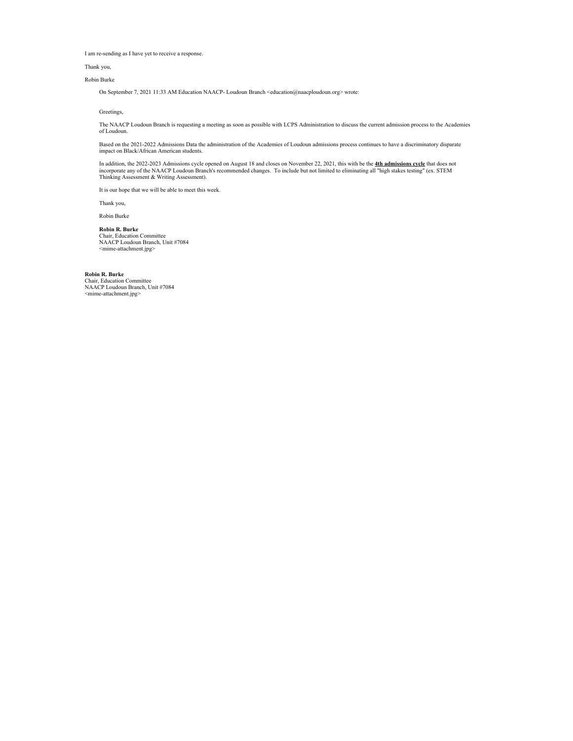I am re-sending as I have yet to receive a response.

Thank you,

Robin Burke

> On September 7, 2021 11:33 AM Education NAACP- Loudoun Branch <education@naacploudoun.org> wrote:
>
> Greetings,
>
> The NAACP Loudoun Branch is requesting a meeting as soon as possible with LCPS Administration to discuss the current admission process to the Academies of Loudoun.
>
> Based on the 2021-2022 Admissions Data the administration of the Academies of Loudoun admissions process continues to have a discriminatory disparate impact on Black/African American students.
>
> In addition, the 2022-2023 Admissions cycle opened on August 18 and closes on November 22, 2021, this with be the **4th admissions cycle** that does not incorporate any of the NAACP Loudoun Branch's recommended changes. To include but not limited to eliminating all "high stakes testing" (ex. STEM Thinking Assessment & Writing Assessment).
>
> It is our hope that we will be able to meet this week.
>
> Thank you,
>
> Robin Burke
>
> **Robin R. Burke**
> Chair, Education Committee
> NAACP Loudoun Branch, Unit #7084
> <mime-attachment.jpg>

**Robin R. Burke**
Chair, Education Committee
NAACP Loudoun Branch, Unit #7084
<mime-attachment.jpg>